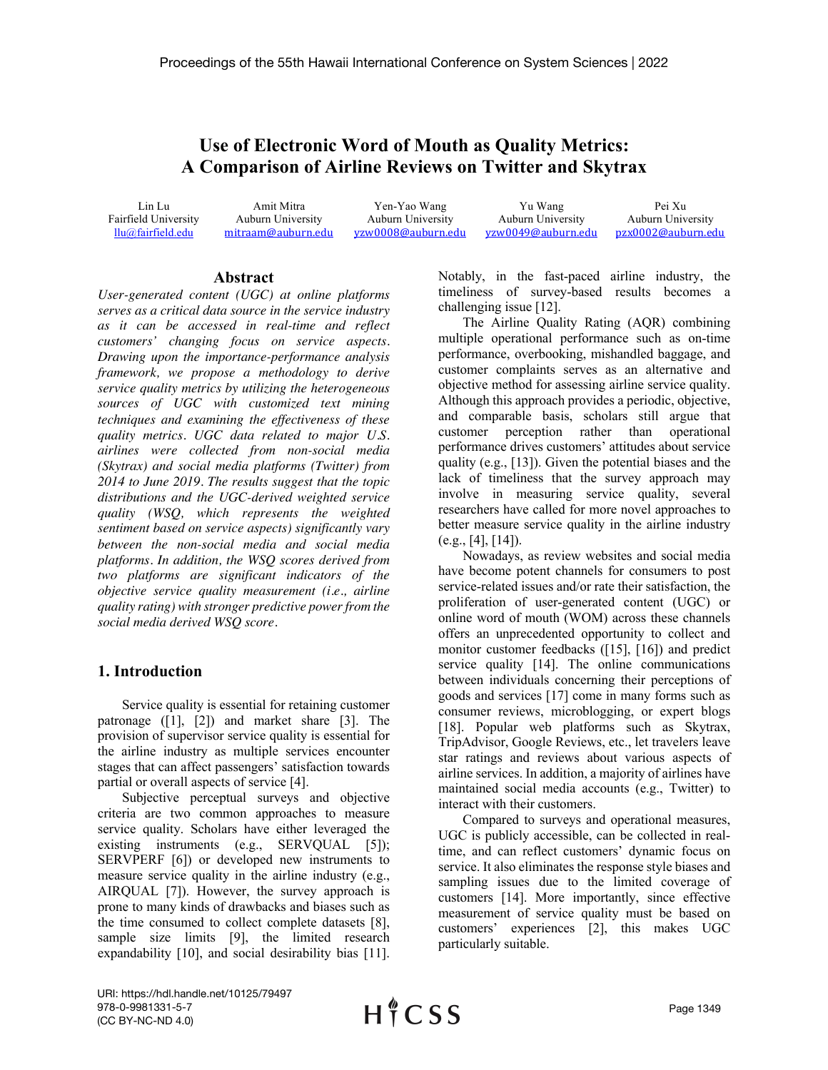# Use of Electronic Word of Mouth as Quality Metrics: A Comparison of Airline Reviews on Twitter and Skytrax

Lin Lu
Fairfield University
llu@fairfield.edu

Amit Mitra
Auburn University
mitraam@auburn.edu

Yen-Yao Wang
Auburn University
yzw0008@auburn.edu

Yu Wang
Auburn University
yzw0049@auburn.edu

Pei Xu
Auburn University
pzx0002@auburn.edu

## Abstract

*User-generated content (UGC) at online platforms serves as a critical data source in the service industry as it can be accessed in real-time and reflect customers' changing focus on service aspects. Drawing upon the importance-performance analysis framework, we propose a methodology to derive service quality metrics by utilizing the heterogeneous sources of UGC with customized text mining techniques and examining the effectiveness of these quality metrics. UGC data related to major U.S. airlines were collected from non-social media (Skytrax) and social media platforms (Twitter) from 2014 to June 2019. The results suggest that the topic distributions and the UGC-derived weighted service quality (WSQ, which represents the weighted sentiment based on service aspects) significantly vary between the non-social media and social media platforms. In addition, the WSQ scores derived from two platforms are significant indicators of the objective service quality measurement (i.e., airline quality rating) with stronger predictive power from the social media derived WSQ score.*

## 1. Introduction

Service quality is essential for retaining customer patronage ([1], [2]) and market share [3]. The provision of supervisor service quality is essential for the airline industry as multiple services encounter stages that can affect passengers' satisfaction towards partial or overall aspects of service [4].

Subjective perceptual surveys and objective criteria are two common approaches to measure service quality. Scholars have either leveraged the existing instruments (e.g., SERVQUAL [5]); SERVPERF [6]) or developed new instruments to measure service quality in the airline industry (e.g., AIRQUAL [7]). However, the survey approach is prone to many kinds of drawbacks and biases such as the time consumed to collect complete datasets [8], sample size limits [9], the limited research expandability [10], and social desirability bias [11]. Notably, in the fast-paced airline industry, the timeliness of survey-based results becomes a challenging issue [12].

The Airline Quality Rating (AQR) combining multiple operational performance such as on-time performance, overbooking, mishandled baggage, and customer complaints serves as an alternative and objective method for assessing airline service quality. Although this approach provides a periodic, objective, and comparable basis, scholars still argue that customer perception rather than operational performance drives customers' attitudes about service quality (e.g., [13]). Given the potential biases and the lack of timeliness that the survey approach may involve in measuring service quality, several researchers have called for more novel approaches to better measure service quality in the airline industry (e.g., [4], [14]).

Nowadays, as review websites and social media have become potent channels for consumers to post service-related issues and/or rate their satisfaction, the proliferation of user-generated content (UGC) or online word of mouth (WOM) across these channels offers an unprecedented opportunity to collect and monitor customer feedbacks ([15], [16]) and predict service quality [14]. The online communications between individuals concerning their perceptions of goods and services [17] come in many forms such as consumer reviews, microblogging, or expert blogs [18]. Popular web platforms such as Skytrax, TripAdvisor, Google Reviews, etc., let travelers leave star ratings and reviews about various aspects of airline services. In addition, a majority of airlines have maintained social media accounts (e.g., Twitter) to interact with their customers.

Compared to surveys and operational measures, UGC is publicly accessible, can be collected in real-time, and can reflect customers' dynamic focus on service. It also eliminates the response style biases and sampling issues due to the limited coverage of customers [14]. More importantly, since effective measurement of service quality must be based on customers' experiences [2], this makes UGC particularly suitable.

URI: https://hdl.handle.net/10125/79497
978-0-9981331-5-7
(CC BY-NC-ND 4.0)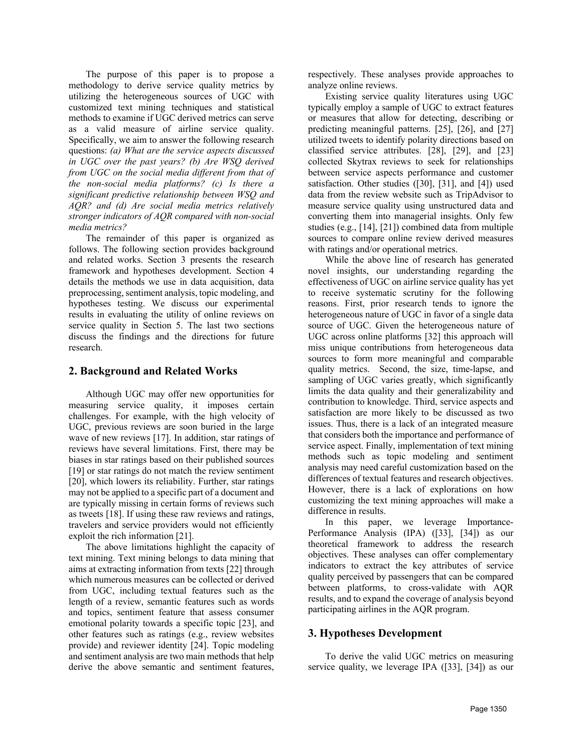The purpose of this paper is to propose a methodology to derive service quality metrics by utilizing the heterogeneous sources of UGC with customized text mining techniques and statistical methods to examine if UGC derived metrics can serve as a valid measure of airline service quality. Specifically, we aim to answer the following research questions: *(a) What are the service aspects discussed in UGC over the past years? (b) Are WSQ derived from UGC on the social media different from that of the non-social media platforms? (c) Is there a significant predictive relationship between WSQ and AQR? and (d) Are social media metrics relatively stronger indicators of AQR compared with non-social media metrics?*

The remainder of this paper is organized as follows. The following section provides background and related works. Section 3 presents the research framework and hypotheses development. Section 4 details the methods we use in data acquisition, data preprocessing, sentiment analysis, topic modeling, and hypotheses testing. We discuss our experimental results in evaluating the utility of online reviews on service quality in Section 5. The last two sections discuss the findings and the directions for future research.

## 2. Background and Related Works

Although UGC may offer new opportunities for measuring service quality, it imposes certain challenges. For example, with the high velocity of UGC, previous reviews are soon buried in the large wave of new reviews [17]. In addition, star ratings of reviews have several limitations. First, there may be biases in star ratings based on their published sources [19] or star ratings do not match the review sentiment [20], which lowers its reliability. Further, star ratings may not be applied to a specific part of a document and are typically missing in certain forms of reviews such as tweets [18]. If using these raw reviews and ratings, travelers and service providers would not efficiently exploit the rich information [21].

The above limitations highlight the capacity of text mining. Text mining belongs to data mining that aims at extracting information from texts [22] through which numerous measures can be collected or derived from UGC, including textual features such as the length of a review, semantic features such as words and topics, sentiment feature that assess consumer emotional polarity towards a specific topic [23], and other features such as ratings (e.g., review websites provide) and reviewer identity [24]. Topic modeling and sentiment analysis are two main methods that help derive the above semantic and sentiment features, respectively. These analyses provide approaches to analyze online reviews.

Existing service quality literatures using UGC typically employ a sample of UGC to extract features or measures that allow for detecting, describing or predicting meaningful patterns. [25], [26], and [27] utilized tweets to identify polarity directions based on classified service attributes. [28], [29], and [23] collected Skytrax reviews to seek for relationships between service aspects performance and customer satisfaction. Other studies ([30], [31], and [4]) used data from the review website such as TripAdvisor to measure service quality using unstructured data and converting them into managerial insights. Only few studies (e.g., [14], [21]) combined data from multiple sources to compare online review derived measures with ratings and/or operational metrics.

While the above line of research has generated novel insights, our understanding regarding the effectiveness of UGC on airline service quality has yet to receive systematic scrutiny for the following reasons. First, prior research tends to ignore the heterogeneous nature of UGC in favor of a single data source of UGC. Given the heterogeneous nature of UGC across online platforms [32] this approach will miss unique contributions from heterogeneous data sources to form more meaningful and comparable quality metrics. Second, the size, time-lapse, and sampling of UGC varies greatly, which significantly limits the data quality and their generalizability and contribution to knowledge. Third, service aspects and satisfaction are more likely to be discussed as two issues. Thus, there is a lack of an integrated measure that considers both the importance and performance of service aspect. Finally, implementation of text mining methods such as topic modeling and sentiment analysis may need careful customization based on the differences of textual features and research objectives. However, there is a lack of explorations on how customizing the text mining approaches will make a difference in results.

In this paper, we leverage Importance-Performance Analysis (IPA) ([33], [34]) as our theoretical framework to address the research objectives. These analyses can offer complementary indicators to extract the key attributes of service quality perceived by passengers that can be compared between platforms, to cross-validate with AQR results, and to expand the coverage of analysis beyond participating airlines in the AQR program.

## 3. Hypotheses Development

To derive the valid UGC metrics on measuring service quality, we leverage IPA ([33], [34]) as our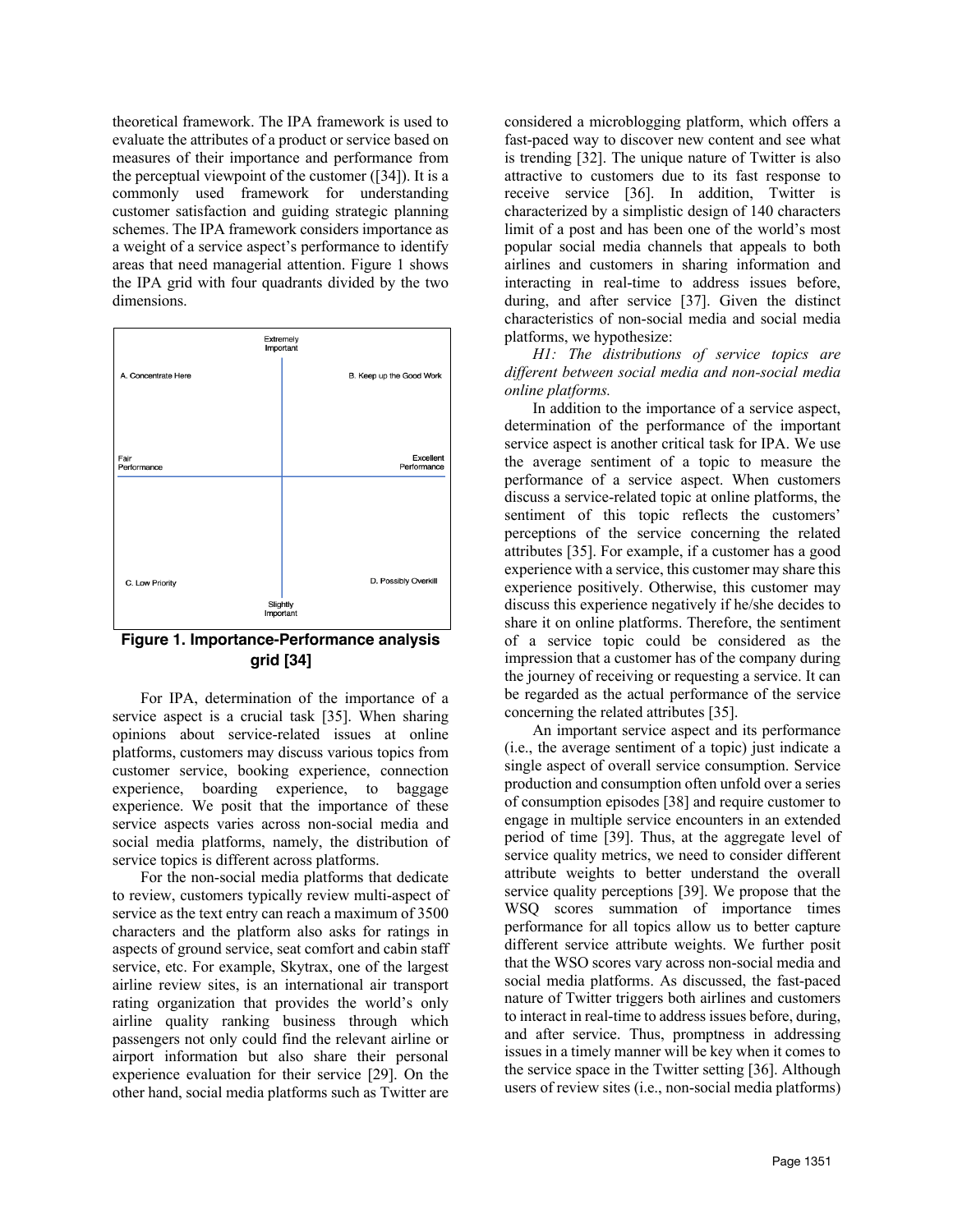theoretical framework. The IPA framework is used to evaluate the attributes of a product or service based on measures of their importance and performance from the perceptual viewpoint of the customer ([34]). It is a commonly used framework for understanding customer satisfaction and guiding strategic planning schemes. The IPA framework considers importance as a weight of a service aspect's performance to identify areas that need managerial attention. Figure 1 shows the IPA grid with four quadrants divided by the two dimensions.

Extremely Important

A. Concentrate Here

B. Keep up the Good Work

Fair Performance

Excellent Performance

C. Low Priority

D. Possibly Overkill

Slightly Important

**Figure 1. Importance-Performance analysis grid [34]**

For IPA, determination of the importance of a service aspect is a crucial task [35]. When sharing opinions about service-related issues at online platforms, customers may discuss various topics from customer service, booking experience, connection experience, boarding experience, to baggage experience. We posit that the importance of these service aspects varies across non-social media and social media platforms, namely, the distribution of service topics is different across platforms.

For the non-social media platforms that dedicate to review, customers typically review multi-aspect of service as the text entry can reach a maximum of 3500 characters and the platform also asks for ratings in aspects of ground service, seat comfort and cabin staff service, etc. For example, Skytrax, one of the largest airline review sites, is an international air transport rating organization that provides the world's only airline quality ranking business through which passengers not only could find the relevant airline or airport information but also share their personal experience evaluation for their service [29]. On the other hand, social media platforms such as Twitter are considered a microblogging platform, which offers a fast-paced way to discover new content and see what is trending [32]. The unique nature of Twitter is also attractive to customers due to its fast response to receive service [36]. In addition, Twitter is characterized by a simplistic design of 140 characters limit of a post and has been one of the world's most popular social media channels that appeals to both airlines and customers in sharing information and interacting in real-time to address issues before, during, and after service [37]. Given the distinct characteristics of non-social media and social media platforms, we hypothesize:

*H1: The distributions of service topics are different between social media and non-social media online platforms.*

In addition to the importance of a service aspect, determination of the performance of the important service aspect is another critical task for IPA. We use the average sentiment of a topic to measure the performance of a service aspect. When customers discuss a service-related topic at online platforms, the sentiment of this topic reflects the customers' perceptions of the service concerning the related attributes [35]. For example, if a customer has a good experience with a service, this customer may share this experience positively. Otherwise, this customer may discuss this experience negatively if he/she decides to share it on online platforms. Therefore, the sentiment of a service topic could be considered as the impression that a customer has of the company during the journey of receiving or requesting a service. It can be regarded as the actual performance of the service concerning the related attributes [35].

An important service aspect and its performance (i.e., the average sentiment of a topic) just indicate a single aspect of overall service consumption. Service production and consumption often unfold over a series of consumption episodes [38] and require customer to engage in multiple service encounters in an extended period of time [39]. Thus, at the aggregate level of service quality metrics, we need to consider different attribute weights to better understand the overall service quality perceptions [39]. We propose that the WSQ scores summation of importance times performance for all topics allow us to better capture different service attribute weights. We further posit that the WSO scores vary across non-social media and social media platforms. As discussed, the fast-paced nature of Twitter triggers both airlines and customers to interact in real-time to address issues before, during, and after service. Thus, promptness in addressing issues in a timely manner will be key when it comes to the service space in the Twitter setting [36]. Although users of review sites (i.e., non-social media platforms)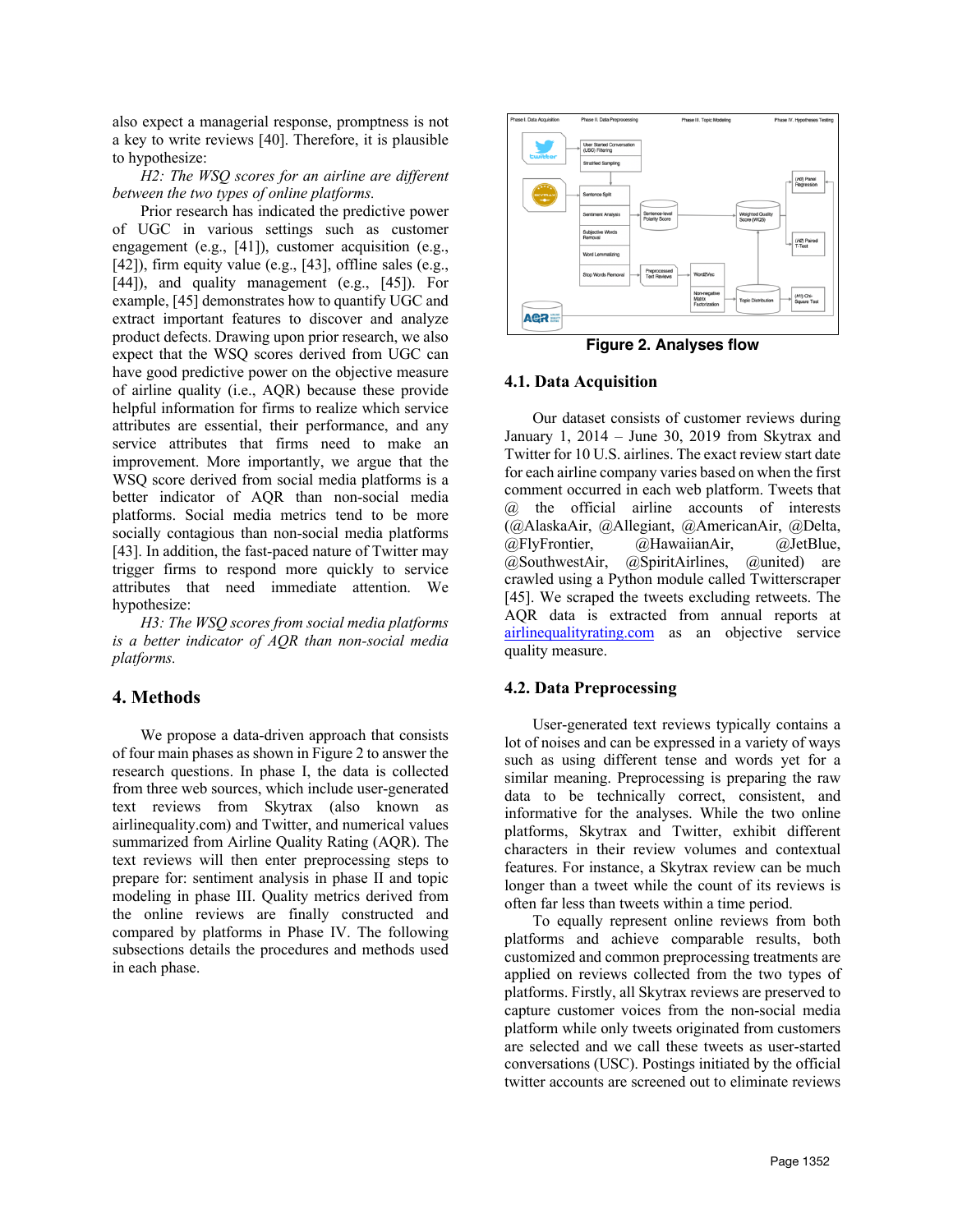also expect a managerial response, promptness is not a key to write reviews [40]. Therefore, it is plausible to hypothesize:

*H2: The WSQ scores for an airline are different between the two types of online platforms.*

Prior research has indicated the predictive power of UGC in various settings such as customer engagement (e.g., [41]), customer acquisition (e.g., [42]), firm equity value (e.g., [43], offline sales (e.g., [44]), and quality management (e.g., [45]). For example, [45] demonstrates how to quantify UGC and extract important features to discover and analyze product defects. Drawing upon prior research, we also expect that the WSQ scores derived from UGC can have good predictive power on the objective measure of airline quality (i.e., AQR) because these provide helpful information for firms to realize which service attributes are essential, their performance, and any service attributes that firms need to make an improvement. More importantly, we argue that the WSQ score derived from social media platforms is a better indicator of AQR than non-social media platforms. Social media metrics tend to be more socially contagious than non-social media platforms [43]. In addition, the fast-paced nature of Twitter may trigger firms to respond more quickly to service attributes that need immediate attention. We hypothesize:

*H3: The WSQ scores from social media platforms is a better indicator of AQR than non-social media platforms.*

## 4. Methods

We propose a data-driven approach that consists of four main phases as shown in Figure 2 to answer the research questions. In phase I, the data is collected from three web sources, which include user-generated text reviews from Skytrax (also known as airlinequality.com) and Twitter, and numerical values summarized from Airline Quality Rating (AQR). The text reviews will then enter preprocessing steps to prepare for: sentiment analysis in phase II and topic modeling in phase III. Quality metrics derived from the online reviews are finally constructed and compared by platforms in Phase IV. The following subsections details the procedures and methods used in each phase.

**Figure 2. Analyses flow**

### 4.1. Data Acquisition

Our dataset consists of customer reviews during January 1, 2014 – June 30, 2019 from Skytrax and Twitter for 10 U.S. airlines. The exact review start date for each airline company varies based on when the first comment occurred in each web platform. Tweets that @ the official airline accounts of interests (@AlaskaAir, @Allegiant, @AmericanAir, @Delta, @FlyFrontier, @HawaiianAir, @JetBlue, @SouthwestAir, @SpiritAirlines, @united) are crawled using a Python module called Twitterscraper [45]. We scraped the tweets excluding retweets. The AQR data is extracted from annual reports at airlinequalityrating.com as an objective service quality measure.

### 4.2. Data Preprocessing

User-generated text reviews typically contains a lot of noises and can be expressed in a variety of ways such as using different tense and words yet for a similar meaning. Preprocessing is preparing the raw data to be technically correct, consistent, and informative for the analyses. While the two online platforms, Skytrax and Twitter, exhibit different characters in their review volumes and contextual features. For instance, a Skytrax review can be much longer than a tweet while the count of its reviews is often far less than tweets within a time period.

To equally represent online reviews from both platforms and achieve comparable results, both customized and common preprocessing treatments are applied on reviews collected from the two types of platforms. Firstly, all Skytrax reviews are preserved to capture customer voices from the non-social media platform while only tweets originated from customers are selected and we call these tweets as user-started conversations (USC). Postings initiated by the official twitter accounts are screened out to eliminate reviews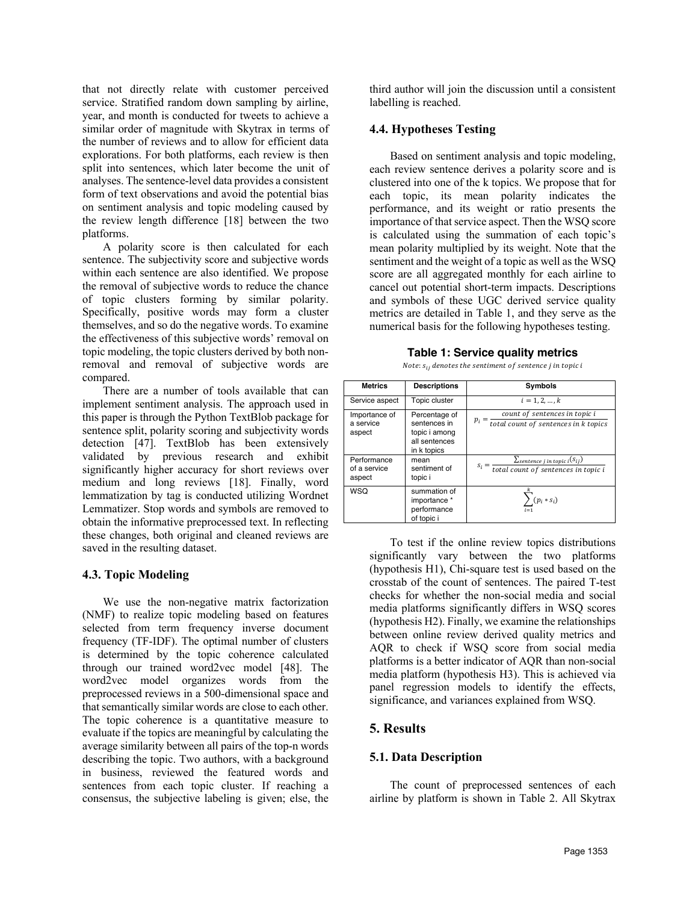that not directly relate with customer perceived service. Stratified random down sampling by airline, year, and month is conducted for tweets to achieve a similar order of magnitude with Skytrax in terms of the number of reviews and to allow for efficient data explorations. For both platforms, each review is then split into sentences, which later become the unit of analyses. The sentence-level data provides a consistent form of text observations and avoid the potential bias on sentiment analysis and topic modeling caused by the review length difference [18] between the two platforms.

A polarity score is then calculated for each sentence. The subjectivity score and subjective words within each sentence are also identified. We propose the removal of subjective words to reduce the chance of topic clusters forming by similar polarity. Specifically, positive words may form a cluster themselves, and so do the negative words. To examine the effectiveness of this subjective words' removal on topic modeling, the topic clusters derived by both non-removal and removal of subjective words are compared.

There are a number of tools available that can implement sentiment analysis. The approach used in this paper is through the Python TextBlob package for sentence split, polarity scoring and subjectivity words detection [47]. TextBlob has been extensively validated by previous research and exhibit significantly higher accuracy for short reviews over medium and long reviews [18]. Finally, word lemmatization by tag is conducted utilizing Wordnet Lemmatizer. Stop words and symbols are removed to obtain the informative preprocessed text. In reflecting these changes, both original and cleaned reviews are saved in the resulting dataset.

### 4.3. Topic Modeling

We use the non-negative matrix factorization (NMF) to realize topic modeling based on features selected from term frequency inverse document frequency (TF-IDF). The optimal number of clusters is determined by the topic coherence calculated through our trained word2vec model [48]. The word2vec model organizes words from the preprocessed reviews in a 500-dimensional space and that semantically similar words are close to each other. The topic coherence is a quantitative measure to evaluate if the topics are meaningful by calculating the average similarity between all pairs of the top-n words describing the topic. Two authors, with a background in business, reviewed the featured words and sentences from each topic cluster. If reaching a consensus, the subjective labeling is given; else, the third author will join the discussion until a consistent labelling is reached.

### 4.4. Hypotheses Testing

Based on sentiment analysis and topic modeling, each review sentence derives a polarity score and is clustered into one of the k topics. We propose that for each topic, its mean polarity indicates the performance, and its weight or ratio presents the importance of that service aspect. Then the WSQ score is calculated using the summation of each topic's mean polarity multiplied by its weight. Note that the sentiment and the weight of a topic as well as the WSQ score are all aggregated monthly for each airline to cancel out potential short-term impacts. Descriptions and symbols of these UGC derived service quality metrics are detailed in Table 1, and they serve as the numerical basis for the following hypotheses testing.

**Table 1: Service quality metrics**

*Note*: $s_{ij}$ *denotes the sentiment of sentence j in topic i*

| Metrics | Descriptions | Symbols |
|---|---|---|
| Service aspect | Topic cluster | $i = 1, 2, \ldots, k$ |
| Importance of a service aspect | Percentage of sentences in topic i among all sentences in k topics | $p_i = \frac{\text{count of sentences in topic } i}{\text{total count of sentences in } k \text{ topics}}$ |
| Performance of a service aspect | mean sentiment of topic i | $s_i = \frac{\sum_{\text{sentence } j \text{ in topic } i}(s_{ij})}{\text{total count of sentences in topic } i}$ |
| WSQ | summation of importance * performance of topic i | $\sum_{i=1}^{k}(p_i * s_i)$ |

To test if the online review topics distributions significantly vary between the two platforms (hypothesis H1), Chi-square test is used based on the crosstab of the count of sentences. The paired T-test checks for whether the non-social media and social media platforms significantly differs in WSQ scores (hypothesis H2). Finally, we examine the relationships between online review derived quality metrics and AQR to check if WSQ score from social media platforms is a better indicator of AQR than non-social media platform (hypothesis H3). This is achieved via panel regression models to identify the effects, significance, and variances explained from WSQ.

## 5. Results

### 5.1. Data Description

The count of preprocessed sentences of each airline by platform is shown in Table 2. All Skytrax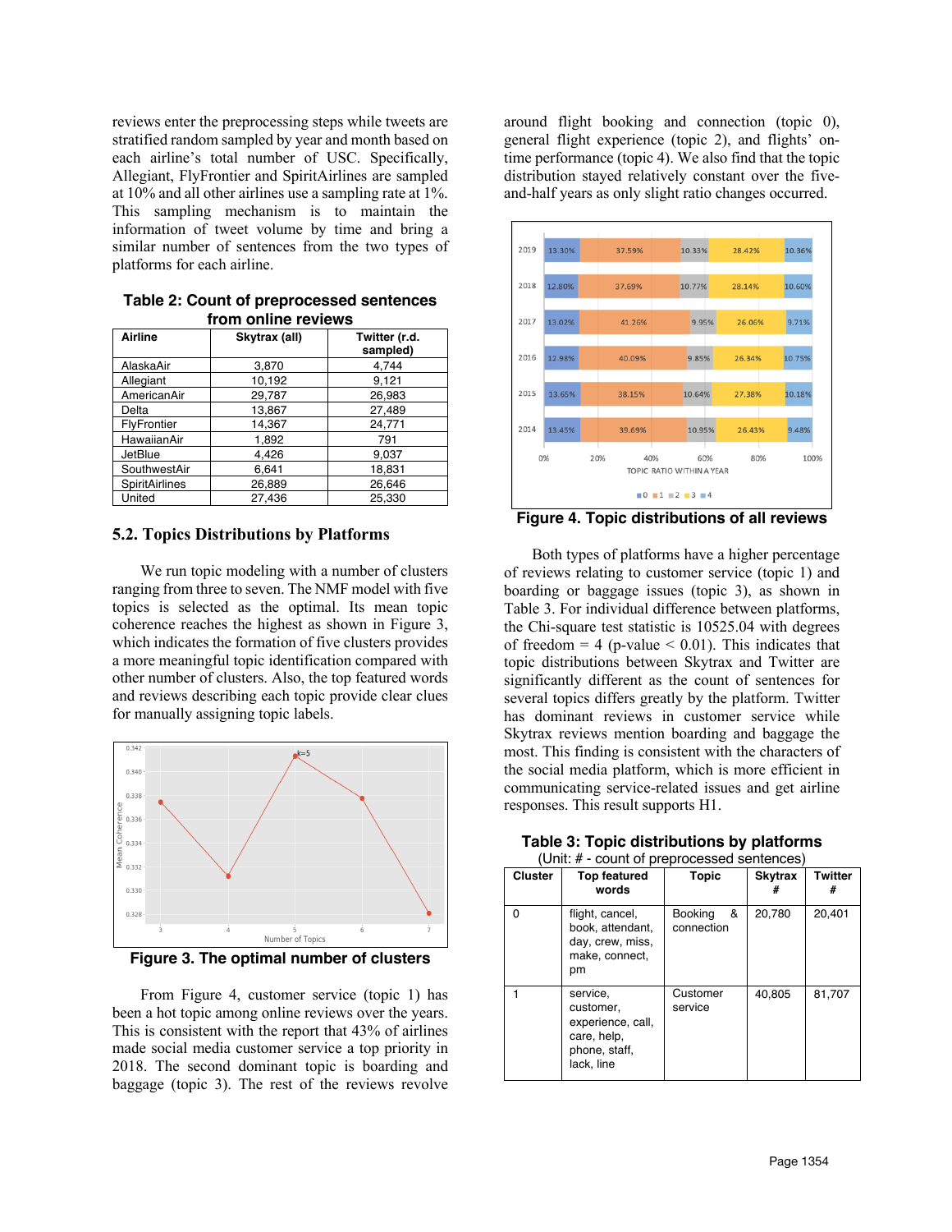reviews enter the preprocessing steps while tweets are stratified random sampled by year and month based on each airline's total number of USC. Specifically, Allegiant, FlyFrontier and SpiritAirlines are sampled at 10% and all other airlines use a sampling rate at 1%. This sampling mechanism is to maintain the information of tweet volume by time and bring a similar number of sentences from the two types of platforms for each airline.

**Table 2: Count of preprocessed sentences from online reviews**

| Airline | Skytrax (all) | Twitter (r.d. sampled) |
|---|---|---|
| AlaskaAir | 3,870 | 4,744 |
| Allegiant | 10,192 | 9,121 |
| AmericanAir | 29,787 | 26,983 |
| Delta | 13,867 | 27,489 |
| FlyFrontier | 14,367 | 24,771 |
| HawaiianAir | 1,892 | 791 |
| JetBlue | 4,426 | 9,037 |
| SouthwestAir | 6,641 | 18,831 |
| SpiritAirlines | 26,889 | 26,646 |
| United | 27,436 | 25,330 |

### 5.2. Topics Distributions by Platforms

We run topic modeling with a number of clusters ranging from three to seven. The NMF model with five topics is selected as the optimal. Its mean topic coherence reaches the highest as shown in Figure 3, which indicates the formation of five clusters provides a more meaningful topic identification compared with other number of clusters. Also, the top featured words and reviews describing each topic provide clear clues for manually assigning topic labels.

**Figure 3. The optimal number of clusters**

From Figure 4, customer service (topic 1) has been a hot topic among online reviews over the years. This is consistent with the report that 43% of airlines made social media customer service a top priority in 2018. The second dominant topic is boarding and baggage (topic 3). The rest of the reviews revolve around flight booking and connection (topic 0), general flight experience (topic 2), and flights' on-time performance (topic 4). We also find that the topic distribution stayed relatively constant over the five-and-half years as only slight ratio changes occurred.

**Figure 4. Topic distributions of all reviews**

Both types of platforms have a higher percentage of reviews relating to customer service (topic 1) and boarding or baggage issues (topic 3), as shown in Table 3. For individual difference between platforms, the Chi-square test statistic is 10525.04 with degrees of freedom = 4 (p-value < 0.01). This indicates that topic distributions between Skytrax and Twitter are significantly different as the count of sentences for several topics differs greatly by the platform. Twitter has dominant reviews in customer service while Skytrax reviews mention boarding and baggage the most. This finding is consistent with the characters of the social media platform, which is more efficient in communicating service-related issues and get airline responses. This result supports H1.

**Table 3: Topic distributions by platforms**
(Unit: # - count of preprocessed sentences)

| Cluster | Top featured words | Topic | Skytrax # | Twitter # |
|---|---|---|---|---|
| 0 | flight, cancel, book, attendant, day, crew, miss, make, connect, pm | Booking & connection | 20,780 | 20,401 |
| 1 | service, customer, experience, call, care, help, phone, staff, lack, line | Customer service | 40,805 | 81,707 |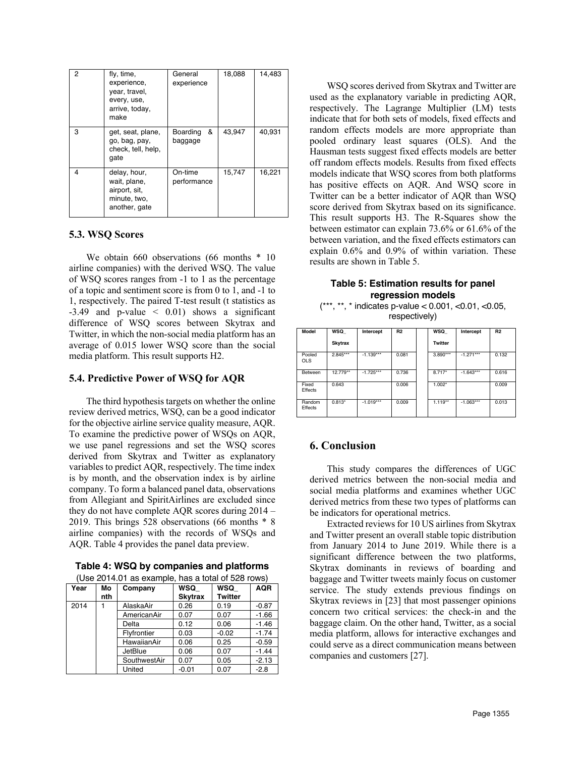| 2 | fly, time, experience, year, travel, every, use, arrive, today, make | General experience | 18,088 | 14,483 |
|---|---|---|---|---|
| 3 | get, seat, plane, go, bag, pay, check, tell, help, gate | Boarding & baggage | 43,947 | 40,931 |
| 4 | delay, hour, wait, plane, airport, sit, minute, two, another, gate | On-time performance | 15,747 | 16,221 |

### 5.3. WSQ Scores

We obtain 660 observations (66 months * 10 airline companies) with the derived WSQ. The value of WSQ scores ranges from -1 to 1 as the percentage of a topic and sentiment score is from 0 to 1, and -1 to 1, respectively. The paired T-test result (t statistics as -3.49 and p-value $< 0.01$) shows a significant difference of WSQ scores between Skytrax and Twitter, in which the non-social media platform has an average of 0.015 lower WSQ score than the social media platform. This result supports H2.

### 5.4. Predictive Power of WSQ for AQR

The third hypothesis targets on whether the online review derived metrics, WSQ, can be a good indicator for the objective airline service quality measure, AQR. To examine the predictive power of WSQs on AQR, we use panel regressions and set the WSQ scores derived from Skytrax and Twitter as explanatory variables to predict AQR, respectively. The time index is by month, and the observation index is by airline company. To form a balanced panel data, observations from Allegiant and SpiritAirlines are excluded since they do not have complete AQR scores during 2014 – 2019. This brings 528 observations (66 months * 8 airline companies) with the records of WSQs and AQR. Table 4 provides the panel data preview.

**Table 4: WSQ by companies and platforms**
(Use 2014.01 as example, has a total of 528 rows)

| Year | Month | Company | WSQ_ Skytrax | WSQ_ Twitter | AQR |
|---|---|---|---|---|---|
| 2014 | 1 | AlaskaAir | 0.26 | 0.19 | -0.87 |
| | | AmericanAir | 0.07 | 0.07 | -1.66 |
| | | Delta | 0.12 | 0.06 | -1.46 |
| | | Flyfrontier | 0.03 | -0.02 | -1.74 |
| | | HawaiianAir | 0.06 | 0.25 | -0.59 |
| | | JetBlue | 0.06 | 0.07 | -1.44 |
| | | SouthwestAir | 0.07 | 0.05 | -2.13 |
| | | United | -0.01 | 0.07 | -2.8 |

WSQ scores derived from Skytrax and Twitter are used as the explanatory variable in predicting AQR, respectively. The Lagrange Multiplier (LM) tests indicate that for both sets of models, fixed effects and random effects models are more appropriate than pooled ordinary least squares (OLS). And the Hausman tests suggest fixed effects models are better off random effects models. Results from fixed effects models indicate that WSQ scores from both platforms has positive effects on AQR. And WSQ score in Twitter can be a better indicator of AQR than WSQ score derived from Skytrax based on its significance. This result supports H3. The R-Squares show the between estimator can explain 73.6% or 61.6% of the between variation, and the fixed effects estimators can explain 0.6% and 0.9% of within variation. These results are shown in Table 5.

**Table 5: Estimation results for panel regression models**
(\*\*\*, \*\*, \* indicates p-value $< 0.001$, $<0.01$, $<0.05$, respectively)

| Model | WSQ_ Skytrax | Intercept | R2 | | WSQ_ Twitter | Intercept | R2 |
|---|---|---|---|---|---|---|---|
| Pooled OLS | 2.845*** | -1.139*** | 0.081 | | 3.890*** | -1.271*** | 0.132 |
| Between | 12.779** | -1.725*** | 0.736 | | 8.717* | -1.643*** | 0.616 |
| Fixed Effects | 0.643 | | 0.006 | | 1.002* | | 0.009 |
| Random Effects | 0.813* | -1.019*** | 0.009 | | 1.119** | -1.063*** | 0.013 |

## 6. Conclusion

This study compares the differences of UGC derived metrics between the non-social media and social media platforms and examines whether UGC derived metrics from these two types of platforms can be indicators for operational metrics.

Extracted reviews for 10 US airlines from Skytrax and Twitter present an overall stable topic distribution from January 2014 to June 2019. While there is a significant difference between the two platforms, Skytrax dominants in reviews of boarding and baggage and Twitter tweets mainly focus on customer service. The study extends previous findings on Skytrax reviews in [23] that most passenger opinions concern two critical services: the check-in and the baggage claim. On the other hand, Twitter, as a social media platform, allows for interactive exchanges and could serve as a direct communication means between companies and customers [27].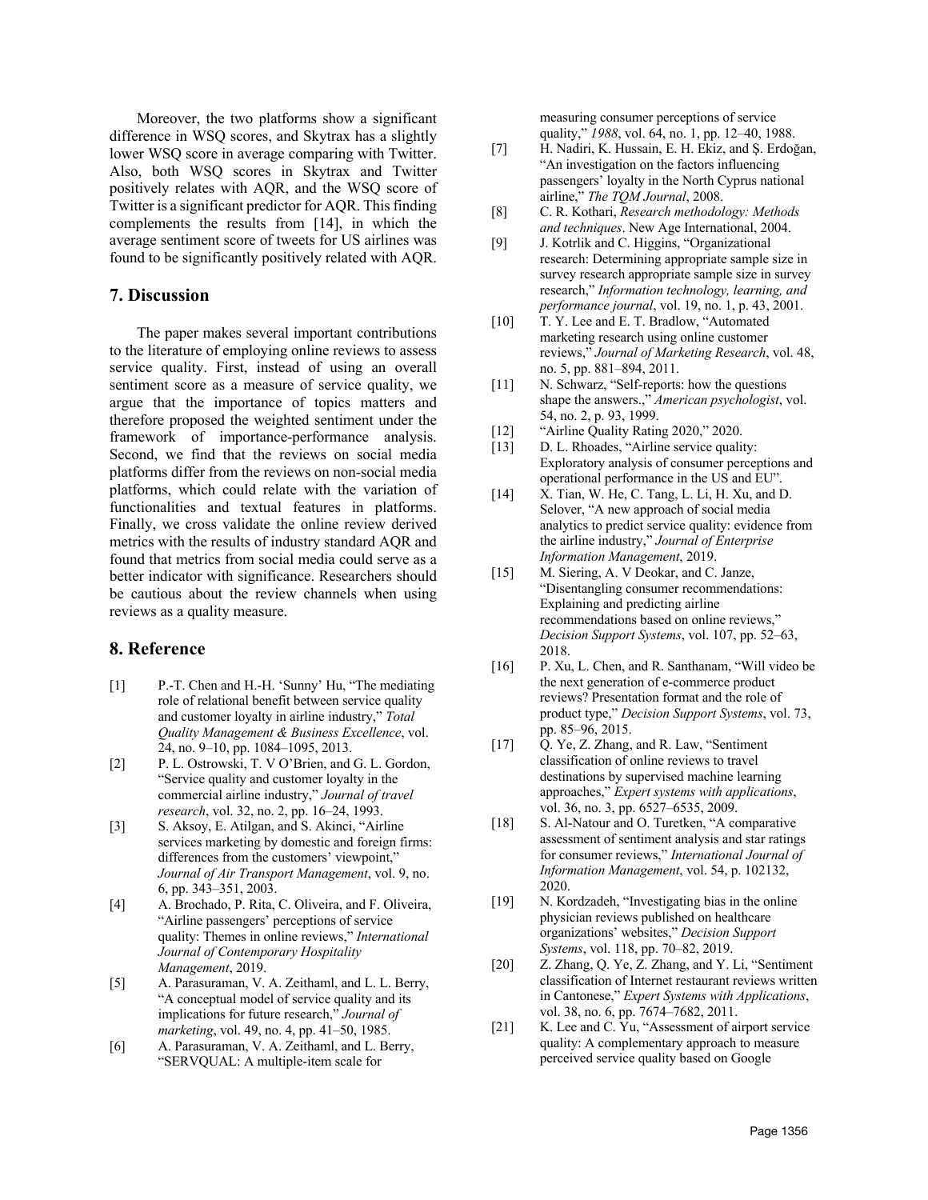Moreover, the two platforms show a significant difference in WSQ scores, and Skytrax has a slightly lower WSQ score in average comparing with Twitter. Also, both WSQ scores in Skytrax and Twitter positively relates with AQR, and the WSQ score of Twitter is a significant predictor for AQR. This finding complements the results from [14], in which the average sentiment score of tweets for US airlines was found to be significantly positively related with AQR.

## 7. Discussion

The paper makes several important contributions to the literature of employing online reviews to assess service quality. First, instead of using an overall sentiment score as a measure of service quality, we argue that the importance of topics matters and therefore proposed the weighted sentiment under the framework of importance-performance analysis. Second, we find that the reviews on social media platforms differ from the reviews on non-social media platforms, which could relate with the variation of functionalities and textual features in platforms. Finally, we cross validate the online review derived metrics with the results of industry standard AQR and found that metrics from social media could serve as a better indicator with significance. Researchers should be cautious about the review channels when using reviews as a quality measure.

## 8. Reference

[1] P.-T. Chen and H.-H. 'Sunny' Hu, "The mediating role of relational benefit between service quality and customer loyalty in airline industry," *Total Quality Management & Business Excellence*, vol. 24, no. 9–10, pp. 1084–1095, 2013.

[2] P. L. Ostrowski, T. V O'Brien, and G. L. Gordon, "Service quality and customer loyalty in the commercial airline industry," *Journal of travel research*, vol. 32, no. 2, pp. 16–24, 1993.

[3] S. Aksoy, E. Atilgan, and S. Akinci, "Airline services marketing by domestic and foreign firms: differences from the customers' viewpoint," *Journal of Air Transport Management*, vol. 9, no. 6, pp. 343–351, 2003.

[4] A. Brochado, P. Rita, C. Oliveira, and F. Oliveira, "Airline passengers' perceptions of service quality: Themes in online reviews," *International Journal of Contemporary Hospitality Management*, 2019.

[5] A. Parasuraman, V. A. Zeithaml, and L. L. Berry, "A conceptual model of service quality and its implications for future research," *Journal of marketing*, vol. 49, no. 4, pp. 41–50, 1985.

[6] A. Parasuraman, V. A. Zeithaml, and L. Berry, "SERVQUAL: A multiple-item scale for measuring consumer perceptions of service quality," *1988*, vol. 64, no. 1, pp. 12–40, 1988.

[7] H. Nadiri, K. Hussain, E. H. Ekiz, and Ş. Erdoğan, "An investigation on the factors influencing passengers' loyalty in the North Cyprus national airline," *The TQM Journal*, 2008.

[8] C. R. Kothari, *Research methodology: Methods and techniques*. New Age International, 2004.

[9] J. Kotrlik and C. Higgins, "Organizational research: Determining appropriate sample size in survey research appropriate sample size in survey research," *Information technology, learning, and performance journal*, vol. 19, no. 1, p. 43, 2001.

[10] T. Y. Lee and E. T. Bradlow, "Automated marketing research using online customer reviews," *Journal of Marketing Research*, vol. 48, no. 5, pp. 881–894, 2011.

[11] N. Schwarz, "Self-reports: how the questions shape the answers.," *American psychologist*, vol. 54, no. 2, p. 93, 1999.

[12] "Airline Quality Rating 2020," 2020.

[13] D. L. Rhoades, "Airline service quality: Exploratory analysis of consumer perceptions and operational performance in the US and EU".

[14] X. Tian, W. He, C. Tang, L. Li, H. Xu, and D. Selover, "A new approach of social media analytics to predict service quality: evidence from the airline industry," *Journal of Enterprise Information Management*, 2019.

[15] M. Siering, A. V Deokar, and C. Janze, "Disentangling consumer recommendations: Explaining and predicting airline recommendations based on online reviews," *Decision Support Systems*, vol. 107, pp. 52–63, 2018.

[16] P. Xu, L. Chen, and R. Santhanam, "Will video be the next generation of e-commerce product reviews? Presentation format and the role of product type," *Decision Support Systems*, vol. 73, pp. 85–96, 2015.

[17] Q. Ye, Z. Zhang, and R. Law, "Sentiment classification of online reviews to travel destinations by supervised machine learning approaches," *Expert systems with applications*, vol. 36, no. 3, pp. 6527–6535, 2009.

[18] S. Al-Natour and O. Turetken, "A comparative assessment of sentiment analysis and star ratings for consumer reviews," *International Journal of Information Management*, vol. 54, p. 102132, 2020.

[19] N. Kordzadeh, "Investigating bias in the online physician reviews published on healthcare organizations' websites," *Decision Support Systems*, vol. 118, pp. 70–82, 2019.

[20] Z. Zhang, Q. Ye, Z. Zhang, and Y. Li, "Sentiment classification of Internet restaurant reviews written in Cantonese," *Expert Systems with Applications*, vol. 38, no. 6, pp. 7674–7682, 2011.

[21] K. Lee and C. Yu, "Assessment of airport service quality: A complementary approach to measure perceived service quality based on Google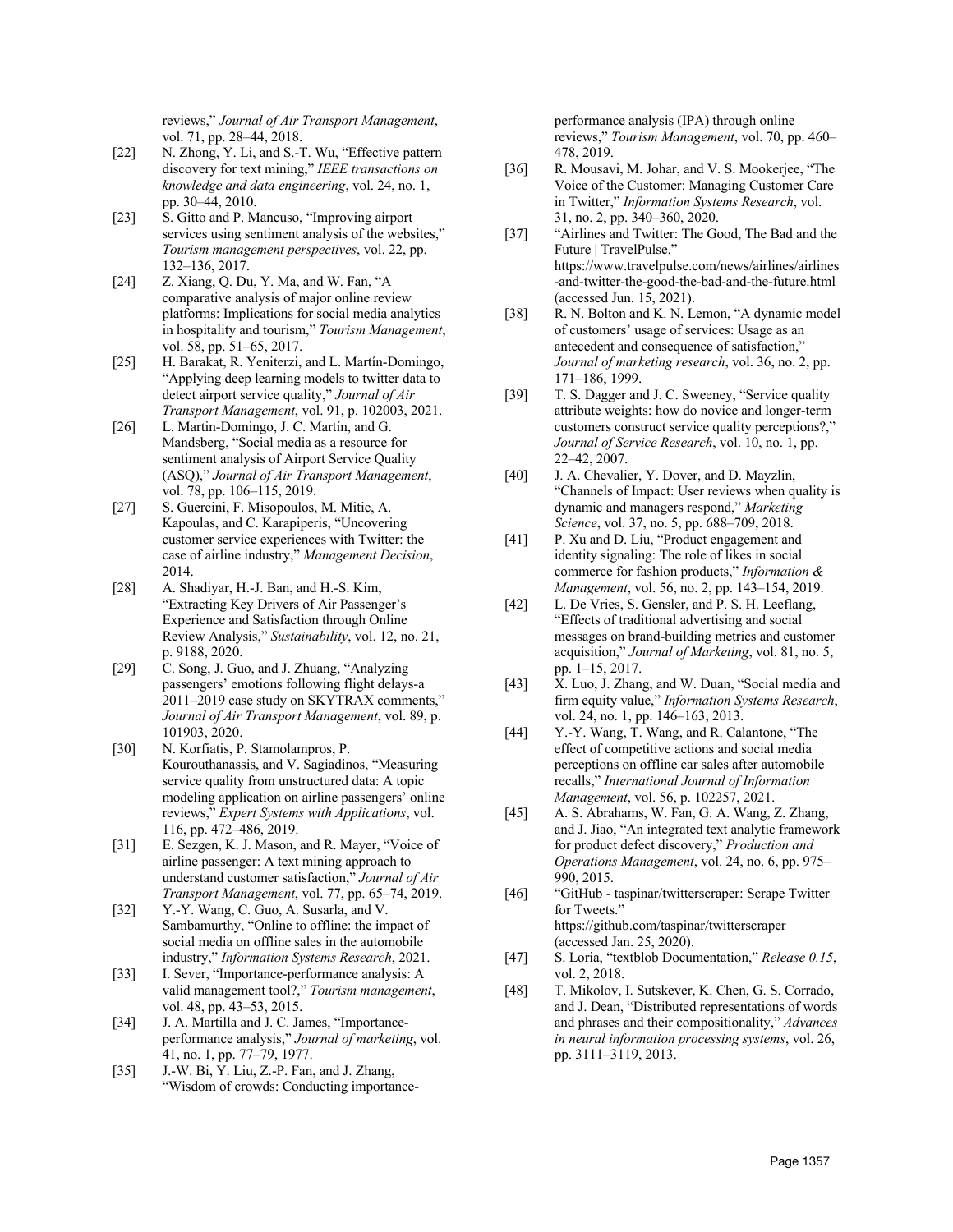reviews," *Journal of Air Transport Management*, vol. 71, pp. 28–44, 2018.

[22] N. Zhong, Y. Li, and S.-T. Wu, "Effective pattern discovery for text mining," *IEEE transactions on knowledge and data engineering*, vol. 24, no. 1, pp. 30–44, 2010.

[23] S. Gitto and P. Mancuso, "Improving airport services using sentiment analysis of the websites," *Tourism management perspectives*, vol. 22, pp. 132–136, 2017.

[24] Z. Xiang, Q. Du, Y. Ma, and W. Fan, "A comparative analysis of major online review platforms: Implications for social media analytics in hospitality and tourism," *Tourism Management*, vol. 58, pp. 51–65, 2017.

[25] H. Barakat, R. Yeniterzi, and L. Martín-Domingo, "Applying deep learning models to twitter data to detect airport service quality," *Journal of Air Transport Management*, vol. 91, p. 102003, 2021.

[26] L. Martin-Domingo, J. C. Martín, and G. Mandsberg, "Social media as a resource for sentiment analysis of Airport Service Quality (ASQ)," *Journal of Air Transport Management*, vol. 78, pp. 106–115, 2019.

[27] S. Guercini, F. Misopoulos, M. Mitic, A. Kapoulas, and C. Karapiperis, "Uncovering customer service experiences with Twitter: the case of airline industry," *Management Decision*, 2014.

[28] A. Shadiyar, H.-J. Ban, and H.-S. Kim, "Extracting Key Drivers of Air Passenger's Experience and Satisfaction through Online Review Analysis," *Sustainability*, vol. 12, no. 21, p. 9188, 2020.

[29] C. Song, J. Guo, and J. Zhuang, "Analyzing passengers' emotions following flight delays-a 2011–2019 case study on SKYTRAX comments," *Journal of Air Transport Management*, vol. 89, p. 101903, 2020.

[30] N. Korfiatis, P. Stamolampros, P. Kourouthanassis, and V. Sagiadinos, "Measuring service quality from unstructured data: A topic modeling application on airline passengers' online reviews," *Expert Systems with Applications*, vol. 116, pp. 472–486, 2019.

[31] E. Sezgen, K. J. Mason, and R. Mayer, "Voice of airline passenger: A text mining approach to understand customer satisfaction," *Journal of Air Transport Management*, vol. 77, pp. 65–74, 2019.

[32] Y.-Y. Wang, C. Guo, A. Susarla, and V. Sambamurthy, "Online to offline: the impact of social media on offline sales in the automobile industry," *Information Systems Research*, 2021.

[33] I. Sever, "Importance-performance analysis: A valid management tool?," *Tourism management*, vol. 48, pp. 43–53, 2015.

[34] J. A. Martilla and J. C. James, "Importance-performance analysis," *Journal of marketing*, vol. 41, no. 1, pp. 77–79, 1977.

[35] J.-W. Bi, Y. Liu, Z.-P. Fan, and J. Zhang, "Wisdom of crowds: Conducting importance-performance analysis (IPA) through online reviews," *Tourism Management*, vol. 70, pp. 460–478, 2019.

[36] R. Mousavi, M. Johar, and V. S. Mookerjee, "The Voice of the Customer: Managing Customer Care in Twitter," *Information Systems Research*, vol. 31, no. 2, pp. 340–360, 2020.

[37] "Airlines and Twitter: The Good, The Bad and the Future | TravelPulse." https://www.travelpulse.com/news/airlines/airlines-and-twitter-the-good-the-bad-and-the-future.html (accessed Jun. 15, 2021).

[38] R. N. Bolton and K. N. Lemon, "A dynamic model of customers' usage of services: Usage as an antecedent and consequence of satisfaction," *Journal of marketing research*, vol. 36, no. 2, pp. 171–186, 1999.

[39] T. S. Dagger and J. C. Sweeney, "Service quality attribute weights: how do novice and longer-term customers construct service quality perceptions?," *Journal of Service Research*, vol. 10, no. 1, pp. 22–42, 2007.

[40] J. A. Chevalier, Y. Dover, and D. Mayzlin, "Channels of Impact: User reviews when quality is dynamic and managers respond," *Marketing Science*, vol. 37, no. 5, pp. 688–709, 2018.

[41] P. Xu and D. Liu, "Product engagement and identity signaling: The role of likes in social commerce for fashion products," *Information & Management*, vol. 56, no. 2, pp. 143–154, 2019.

[42] L. De Vries, S. Gensler, and P. S. H. Leeflang, "Effects of traditional advertising and social messages on brand-building metrics and customer acquisition," *Journal of Marketing*, vol. 81, no. 5, pp. 1–15, 2017.

[43] X. Luo, J. Zhang, and W. Duan, "Social media and firm equity value," *Information Systems Research*, vol. 24, no. 1, pp. 146–163, 2013.

[44] Y.-Y. Wang, T. Wang, and R. Calantone, "The effect of competitive actions and social media perceptions on offline car sales after automobile recalls," *International Journal of Information Management*, vol. 56, p. 102257, 2021.

[45] A. S. Abrahams, W. Fan, G. A. Wang, Z. Zhang, and J. Jiao, "An integrated text analytic framework for product defect discovery," *Production and Operations Management*, vol. 24, no. 6, pp. 975–990, 2015.

[46] "GitHub - taspinar/twitterscraper: Scrape Twitter for Tweets." https://github.com/taspinar/twitterscraper (accessed Jan. 25, 2020).

[47] S. Loria, "textblob Documentation," *Release 0.15*, vol. 2, 2018.

[48] T. Mikolov, I. Sutskever, K. Chen, G. S. Corrado, and J. Dean, "Distributed representations of words and phrases and their compositionality," *Advances in neural information processing systems*, vol. 26, pp. 3111–3119, 2013.